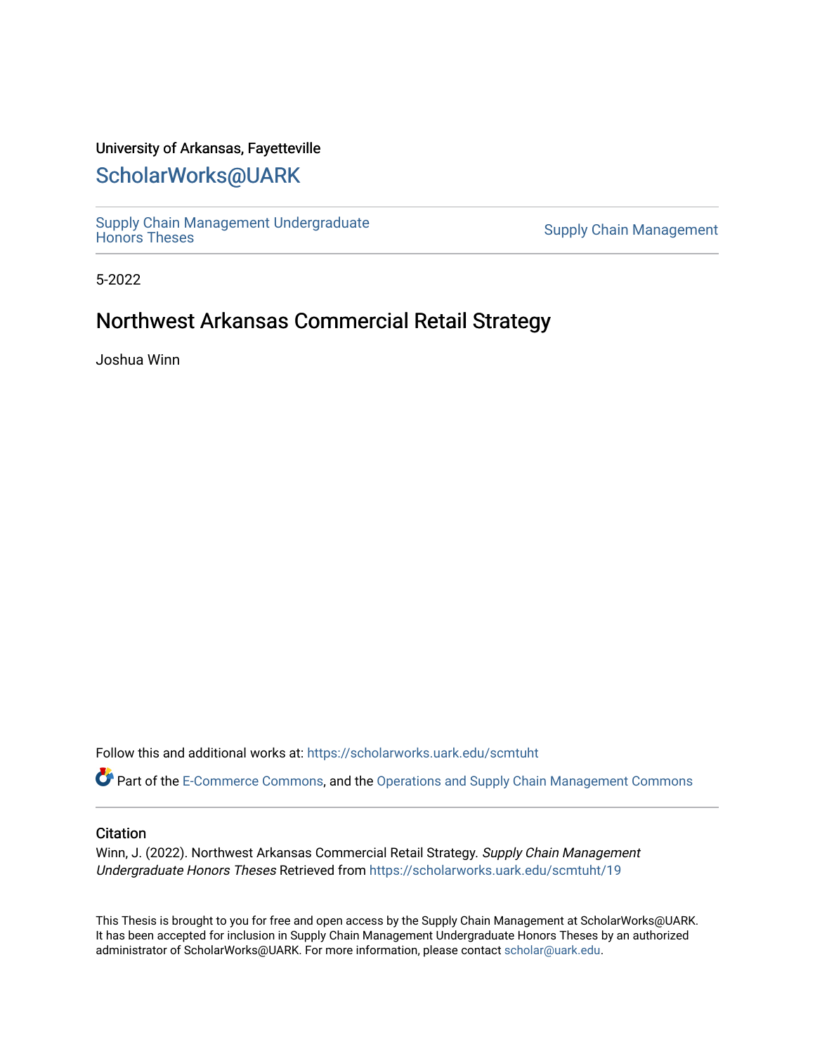University of Arkansas, Fayetteville

## ScholarWorks@UARK

Supply Chain Management Undergraduate Honors Theses | Supply Chain Management

5-2022

# Northwest Arkansas Commercial Retail Strategy

Joshua Winn

Follow this and additional works at: https://scholarworks.uark.edu/scmtuht

Part of the E-Commerce Commons, and the Operations and Supply Chain Management Commons

### Citation

Winn, J. (2022). Northwest Arkansas Commercial Retail Strategy. *Supply Chain Management Undergraduate Honors Theses* Retrieved from https://scholarworks.uark.edu/scmtuht/19

This Thesis is brought to you for free and open access by the Supply Chain Management at ScholarWorks@UARK. It has been accepted for inclusion in Supply Chain Management Undergraduate Honors Theses by an authorized administrator of ScholarWorks@UARK. For more information, please contact scholar@uark.edu.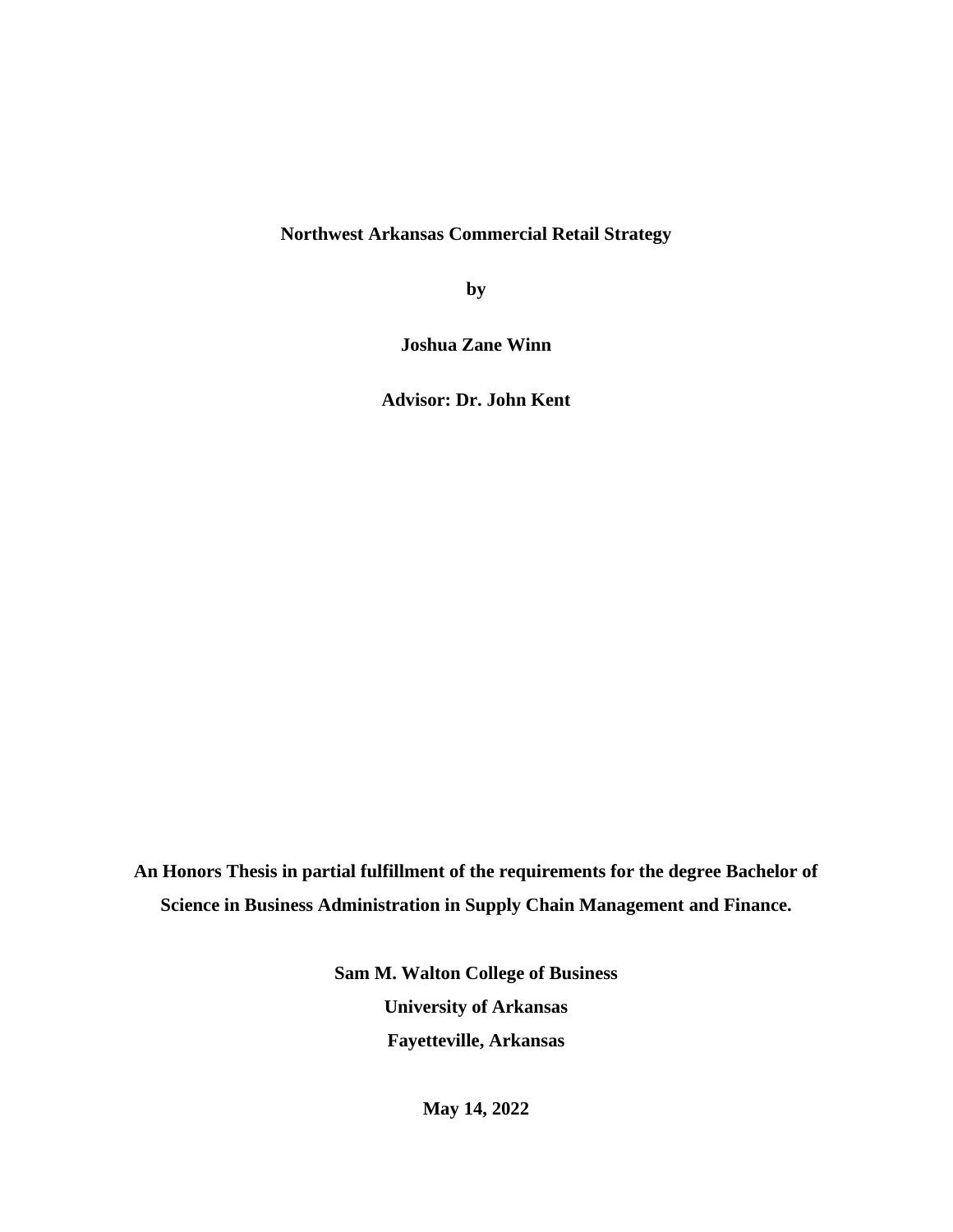**Northwest Arkansas Commercial Retail Strategy**

**by**

**Joshua Zane Winn**

**Advisor: Dr. John Kent**

**An Honors Thesis in partial fulfillment of the requirements for the degree Bachelor of Science in Business Administration in Supply Chain Management and Finance.**

**Sam M. Walton College of Business**
**University of Arkansas**
**Fayetteville, Arkansas**

**May 14, 2022**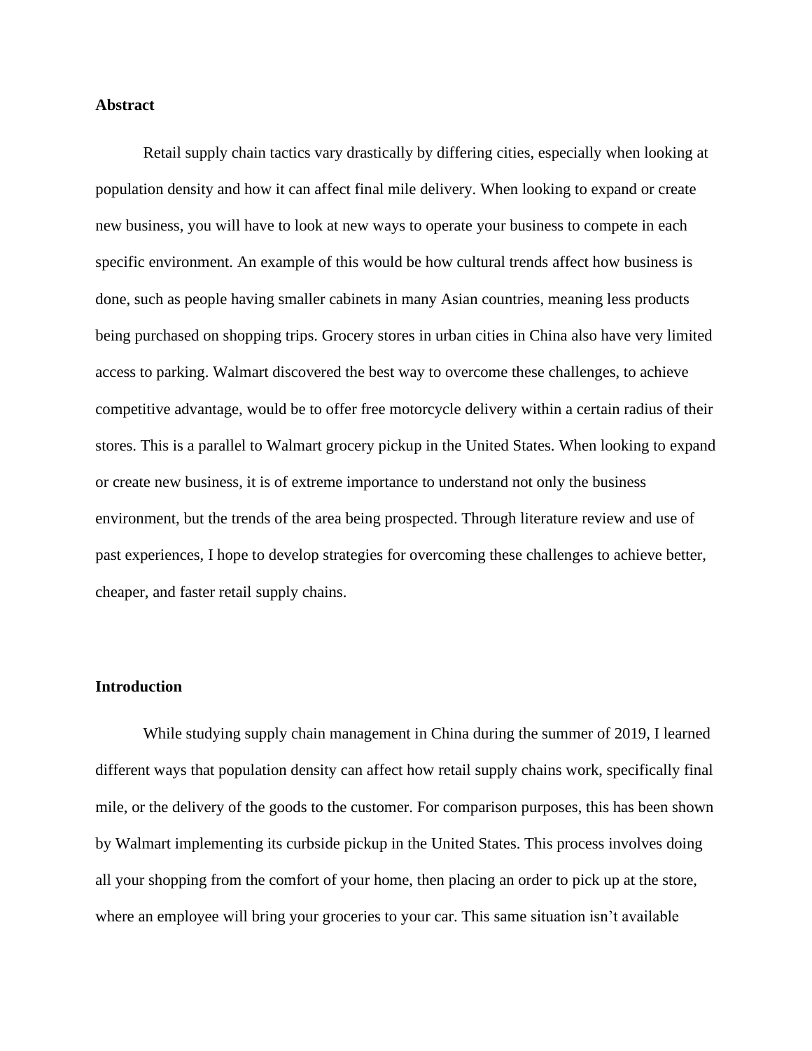**Abstract**

Retail supply chain tactics vary drastically by differing cities, especially when looking at population density and how it can affect final mile delivery. When looking to expand or create new business, you will have to look at new ways to operate your business to compete in each specific environment. An example of this would be how cultural trends affect how business is done, such as people having smaller cabinets in many Asian countries, meaning less products being purchased on shopping trips. Grocery stores in urban cities in China also have very limited access to parking. Walmart discovered the best way to overcome these challenges, to achieve competitive advantage, would be to offer free motorcycle delivery within a certain radius of their stores. This is a parallel to Walmart grocery pickup in the United States. When looking to expand or create new business, it is of extreme importance to understand not only the business environment, but the trends of the area being prospected. Through literature review and use of past experiences, I hope to develop strategies for overcoming these challenges to achieve better, cheaper, and faster retail supply chains.

**Introduction**

While studying supply chain management in China during the summer of 2019, I learned different ways that population density can affect how retail supply chains work, specifically final mile, or the delivery of the goods to the customer. For comparison purposes, this has been shown by Walmart implementing its curbside pickup in the United States. This process involves doing all your shopping from the comfort of your home, then placing an order to pick up at the store, where an employee will bring your groceries to your car. This same situation isn't available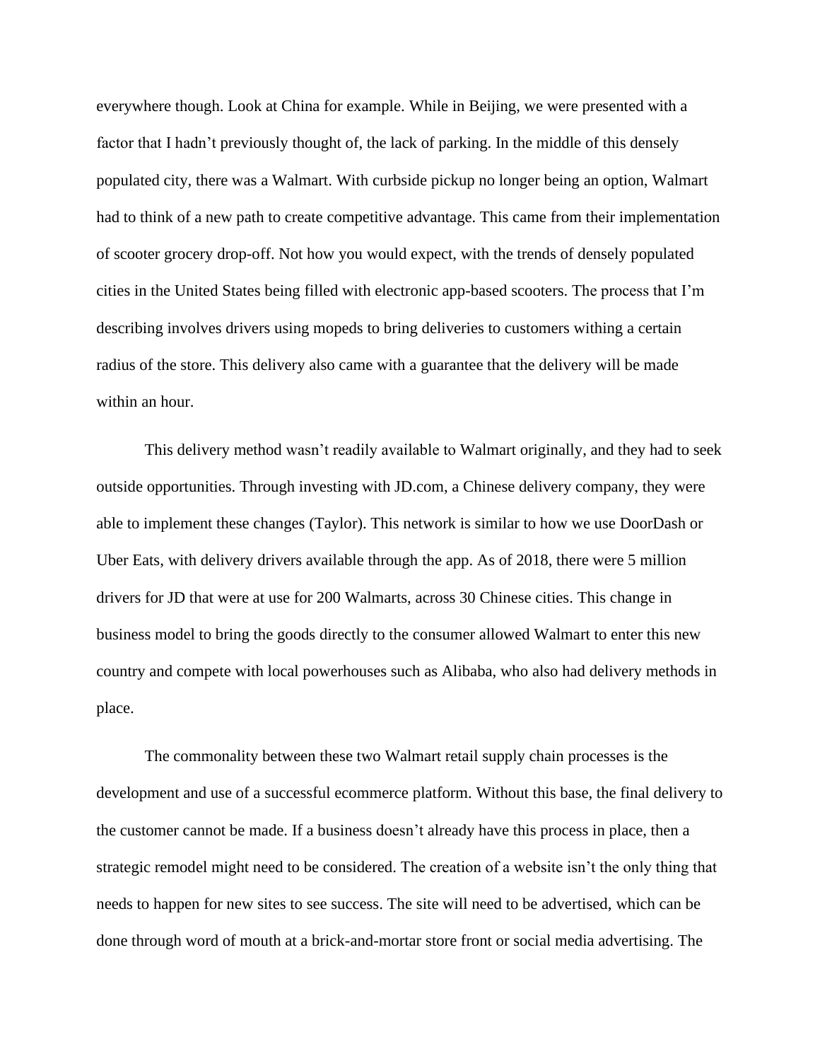everywhere though. Look at China for example. While in Beijing, we were presented with a factor that I hadn't previously thought of, the lack of parking. In the middle of this densely populated city, there was a Walmart. With curbside pickup no longer being an option, Walmart had to think of a new path to create competitive advantage. This came from their implementation of scooter grocery drop-off. Not how you would expect, with the trends of densely populated cities in the United States being filled with electronic app-based scooters. The process that I'm describing involves drivers using mopeds to bring deliveries to customers withing a certain radius of the store. This delivery also came with a guarantee that the delivery will be made within an hour.

This delivery method wasn't readily available to Walmart originally, and they had to seek outside opportunities. Through investing with JD.com, a Chinese delivery company, they were able to implement these changes (Taylor). This network is similar to how we use DoorDash or Uber Eats, with delivery drivers available through the app. As of 2018, there were 5 million drivers for JD that were at use for 200 Walmarts, across 30 Chinese cities. This change in business model to bring the goods directly to the consumer allowed Walmart to enter this new country and compete with local powerhouses such as Alibaba, who also had delivery methods in place.

The commonality between these two Walmart retail supply chain processes is the development and use of a successful ecommerce platform. Without this base, the final delivery to the customer cannot be made. If a business doesn't already have this process in place, then a strategic remodel might need to be considered. The creation of a website isn't the only thing that needs to happen for new sites to see success. The site will need to be advertised, which can be done through word of mouth at a brick-and-mortar store front or social media advertising. The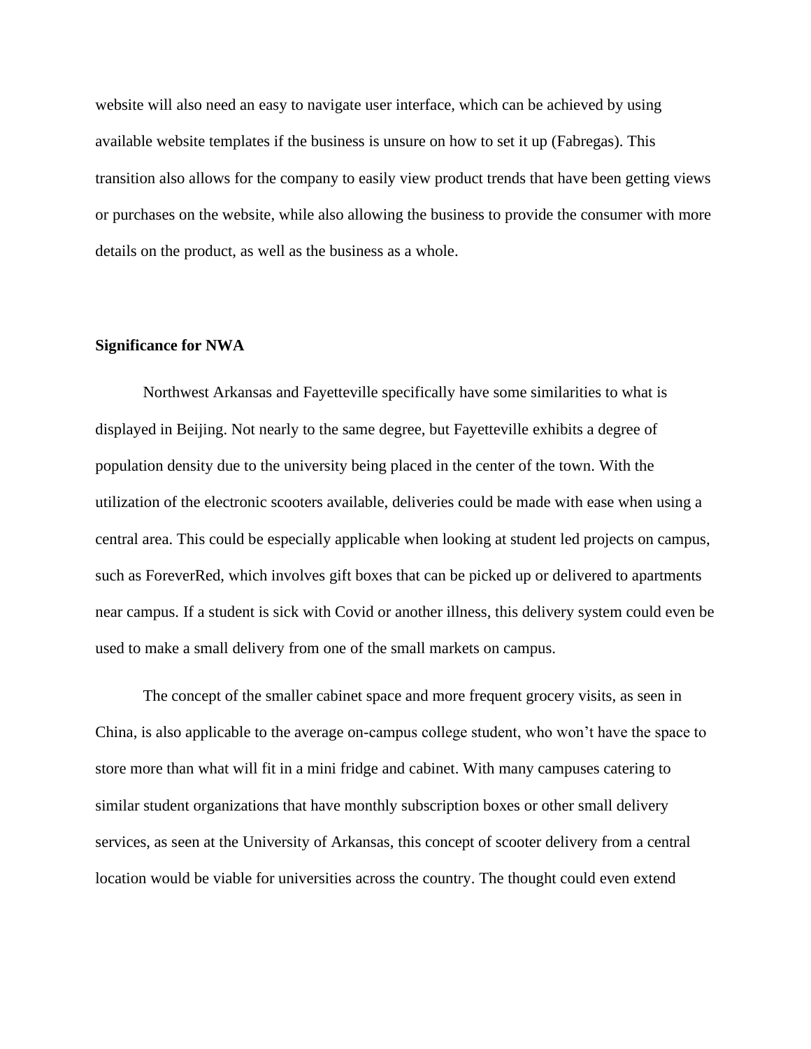website will also need an easy to navigate user interface, which can be achieved by using available website templates if the business is unsure on how to set it up (Fabregas). This transition also allows for the company to easily view product trends that have been getting views or purchases on the website, while also allowing the business to provide the consumer with more details on the product, as well as the business as a whole.

**Significance for NWA**

Northwest Arkansas and Fayetteville specifically have some similarities to what is displayed in Beijing. Not nearly to the same degree, but Fayetteville exhibits a degree of population density due to the university being placed in the center of the town. With the utilization of the electronic scooters available, deliveries could be made with ease when using a central area. This could be especially applicable when looking at student led projects on campus, such as ForeverRed, which involves gift boxes that can be picked up or delivered to apartments near campus. If a student is sick with Covid or another illness, this delivery system could even be used to make a small delivery from one of the small markets on campus.

The concept of the smaller cabinet space and more frequent grocery visits, as seen in China, is also applicable to the average on-campus college student, who won't have the space to store more than what will fit in a mini fridge and cabinet. With many campuses catering to similar student organizations that have monthly subscription boxes or other small delivery services, as seen at the University of Arkansas, this concept of scooter delivery from a central location would be viable for universities across the country. The thought could even extend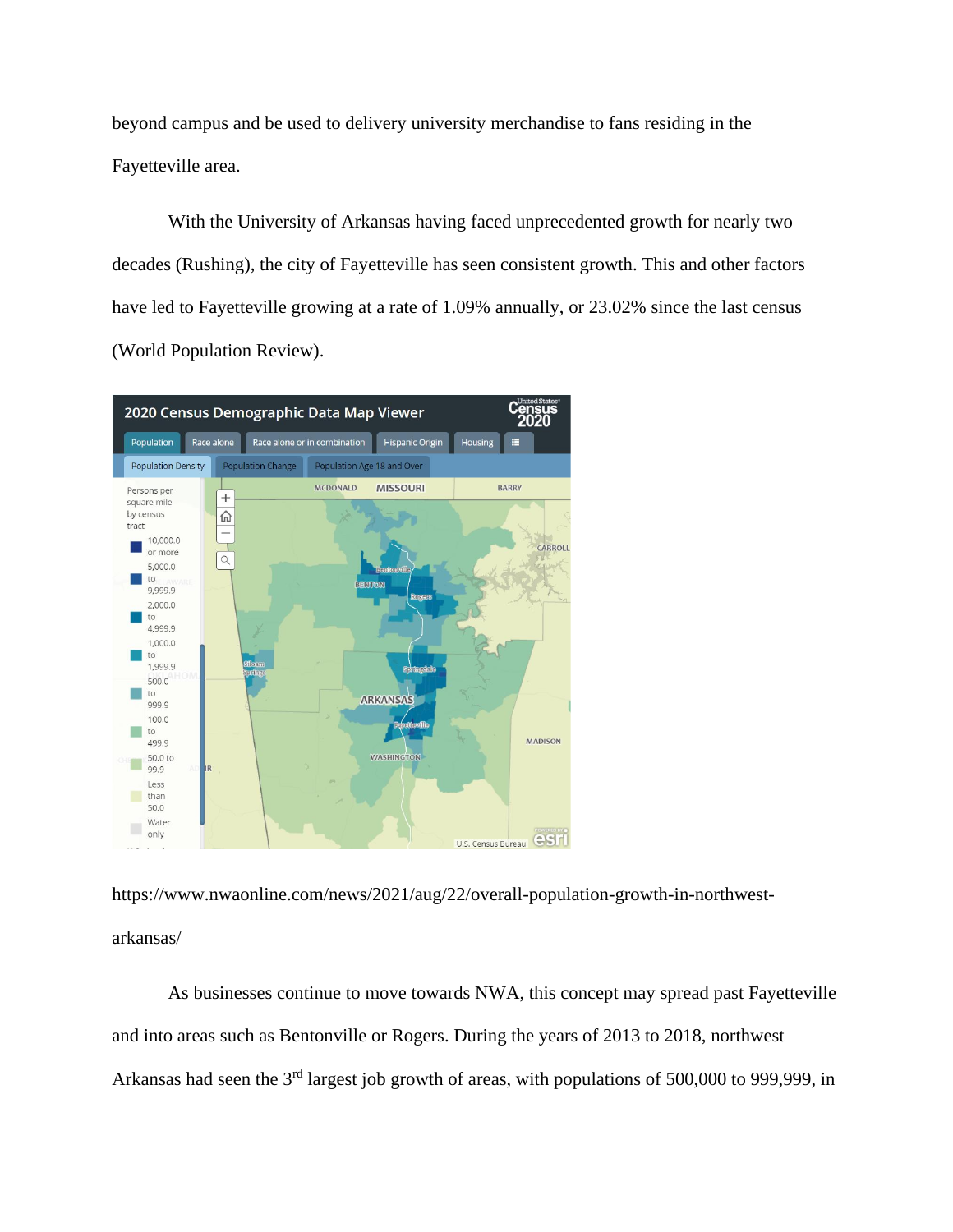beyond campus and be used to delivery university merchandise to fans residing in the Fayetteville area.

With the University of Arkansas having faced unprecedented growth for nearly two decades (Rushing), the city of Fayetteville has seen consistent growth. This and other factors have led to Fayetteville growing at a rate of 1.09% annually, or 23.02% since the last census (World Population Review).

https://www.nwaonline.com/news/2021/aug/22/overall-population-growth-in-northwest-arkansas/

As businesses continue to move towards NWA, this concept may spread past Fayetteville and into areas such as Bentonville or Rogers. During the years of 2013 to 2018, northwest Arkansas had seen the 3rd largest job growth of areas, with populations of 500,000 to 999,999, in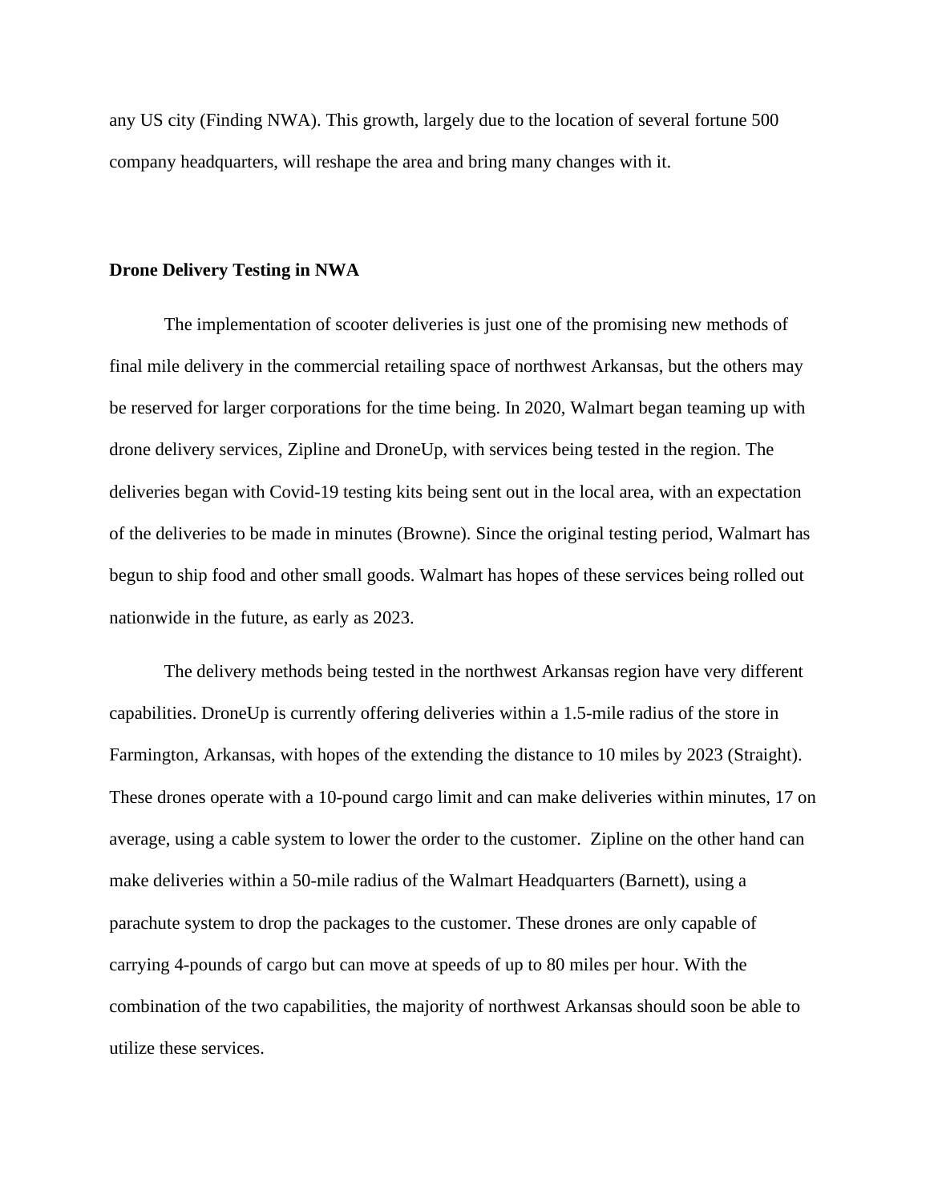any US city (Finding NWA). This growth, largely due to the location of several fortune 500 company headquarters, will reshape the area and bring many changes with it.

**Drone Delivery Testing in NWA**

The implementation of scooter deliveries is just one of the promising new methods of final mile delivery in the commercial retailing space of northwest Arkansas, but the others may be reserved for larger corporations for the time being. In 2020, Walmart began teaming up with drone delivery services, Zipline and DroneUp, with services being tested in the region. The deliveries began with Covid-19 testing kits being sent out in the local area, with an expectation of the deliveries to be made in minutes (Browne). Since the original testing period, Walmart has begun to ship food and other small goods. Walmart has hopes of these services being rolled out nationwide in the future, as early as 2023.

The delivery methods being tested in the northwest Arkansas region have very different capabilities. DroneUp is currently offering deliveries within a 1.5-mile radius of the store in Farmington, Arkansas, with hopes of the extending the distance to 10 miles by 2023 (Straight). These drones operate with a 10-pound cargo limit and can make deliveries within minutes, 17 on average, using a cable system to lower the order to the customer. Zipline on the other hand can make deliveries within a 50-mile radius of the Walmart Headquarters (Barnett), using a parachute system to drop the packages to the customer. These drones are only capable of carrying 4-pounds of cargo but can move at speeds of up to 80 miles per hour. With the combination of the two capabilities, the majority of northwest Arkansas should soon be able to utilize these services.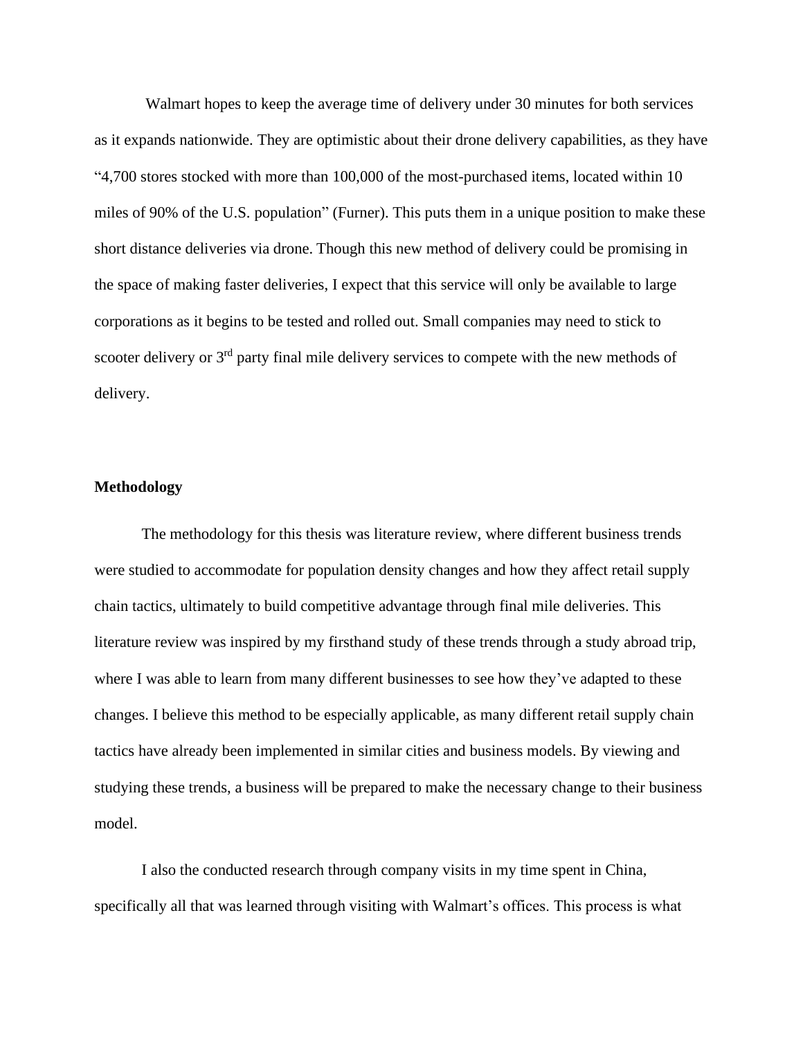Walmart hopes to keep the average time of delivery under 30 minutes for both services as it expands nationwide. They are optimistic about their drone delivery capabilities, as they have "4,700 stores stocked with more than 100,000 of the most-purchased items, located within 10 miles of 90% of the U.S. population" (Furner). This puts them in a unique position to make these short distance deliveries via drone. Though this new method of delivery could be promising in the space of making faster deliveries, I expect that this service will only be available to large corporations as it begins to be tested and rolled out. Small companies may need to stick to scooter delivery or 3rd party final mile delivery services to compete with the new methods of delivery.

**Methodology**

The methodology for this thesis was literature review, where different business trends were studied to accommodate for population density changes and how they affect retail supply chain tactics, ultimately to build competitive advantage through final mile deliveries. This literature review was inspired by my firsthand study of these trends through a study abroad trip, where I was able to learn from many different businesses to see how they've adapted to these changes. I believe this method to be especially applicable, as many different retail supply chain tactics have already been implemented in similar cities and business models. By viewing and studying these trends, a business will be prepared to make the necessary change to their business model.

I also the conducted research through company visits in my time spent in China, specifically all that was learned through visiting with Walmart's offices. This process is what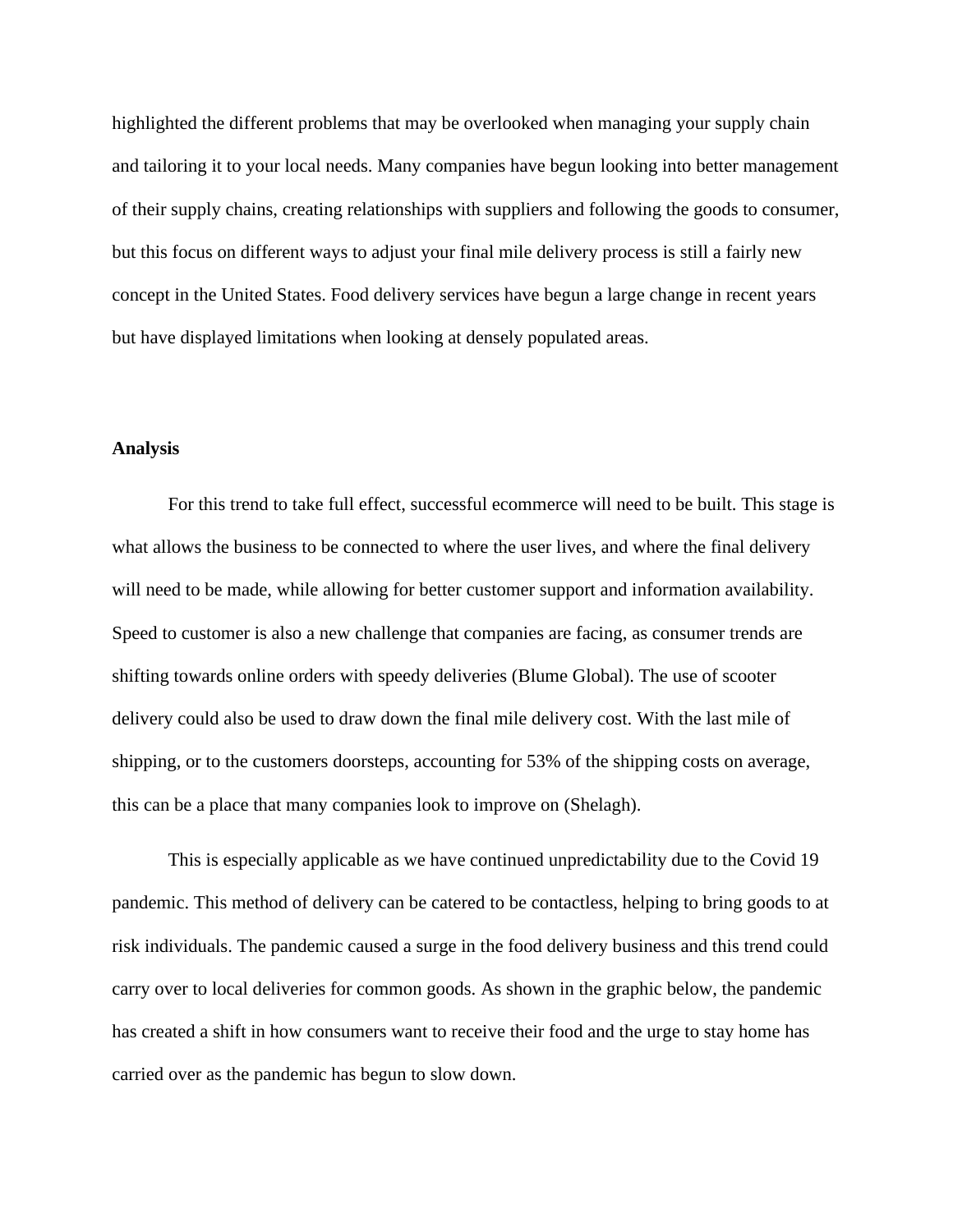highlighted the different problems that may be overlooked when managing your supply chain and tailoring it to your local needs. Many companies have begun looking into better management of their supply chains, creating relationships with suppliers and following the goods to consumer, but this focus on different ways to adjust your final mile delivery process is still a fairly new concept in the United States. Food delivery services have begun a large change in recent years but have displayed limitations when looking at densely populated areas.

**Analysis**

For this trend to take full effect, successful ecommerce will need to be built. This stage is what allows the business to be connected to where the user lives, and where the final delivery will need to be made, while allowing for better customer support and information availability. Speed to customer is also a new challenge that companies are facing, as consumer trends are shifting towards online orders with speedy deliveries (Blume Global). The use of scooter delivery could also be used to draw down the final mile delivery cost. With the last mile of shipping, or to the customers doorsteps, accounting for 53% of the shipping costs on average, this can be a place that many companies look to improve on (Shelagh).

This is especially applicable as we have continued unpredictability due to the Covid 19 pandemic. This method of delivery can be catered to be contactless, helping to bring goods to at risk individuals. The pandemic caused a surge in the food delivery business and this trend could carry over to local deliveries for common goods. As shown in the graphic below, the pandemic has created a shift in how consumers want to receive their food and the urge to stay home has carried over as the pandemic has begun to slow down.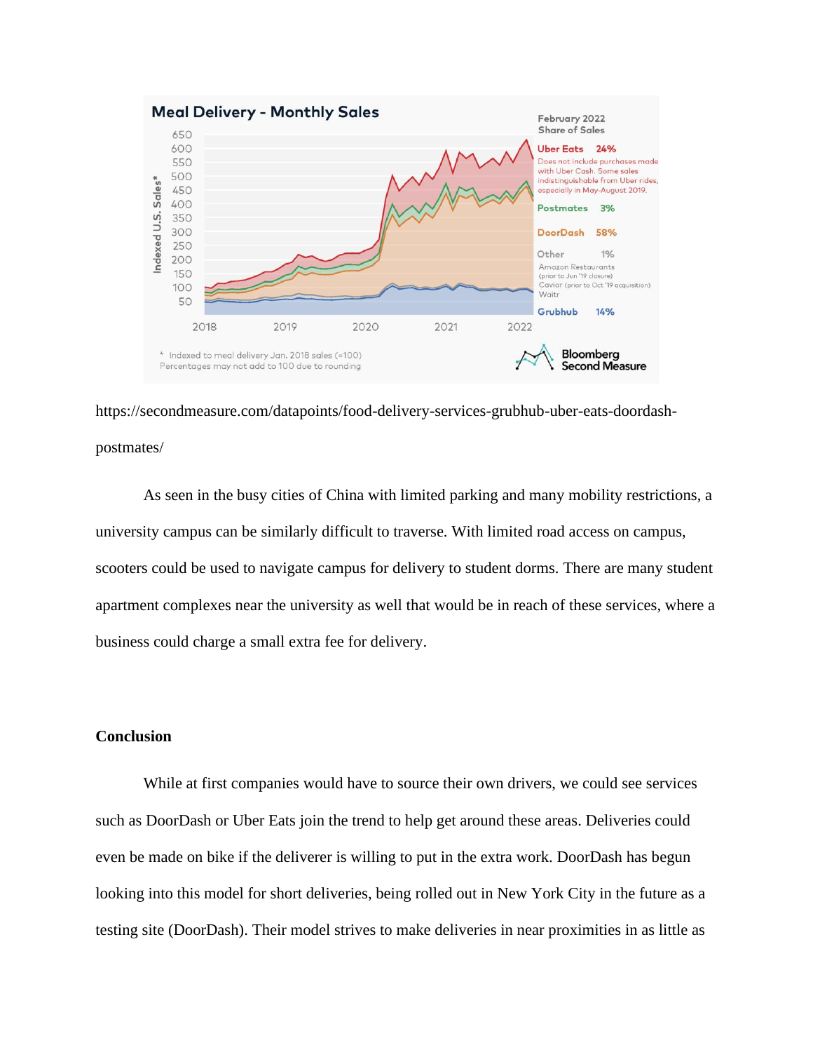Meal Delivery - Monthly Sales

https://secondmeasure.com/datapoints/food-delivery-services-grubhub-uber-eats-doordash-postmates/

As seen in the busy cities of China with limited parking and many mobility restrictions, a university campus can be similarly difficult to traverse. With limited road access on campus, scooters could be used to navigate campus for delivery to student dorms. There are many student apartment complexes near the university as well that would be in reach of these services, where a business could charge a small extra fee for delivery.

**Conclusion**

While at first companies would have to source their own drivers, we could see services such as DoorDash or Uber Eats join the trend to help get around these areas. Deliveries could even be made on bike if the deliverer is willing to put in the extra work. DoorDash has begun looking into this model for short deliveries, being rolled out in New York City in the future as a testing site (DoorDash). Their model strives to make deliveries in near proximities in as little as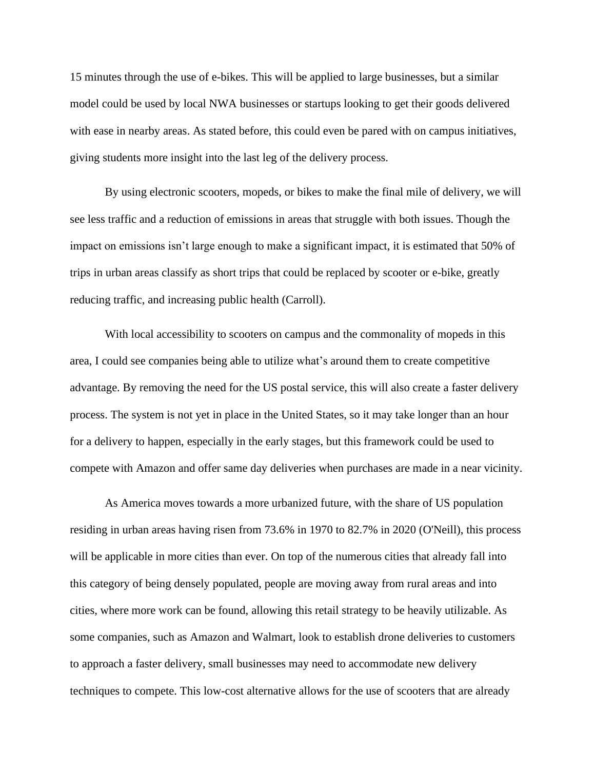15 minutes through the use of e-bikes. This will be applied to large businesses, but a similar model could be used by local NWA businesses or startups looking to get their goods delivered with ease in nearby areas. As stated before, this could even be pared with on campus initiatives, giving students more insight into the last leg of the delivery process.

By using electronic scooters, mopeds, or bikes to make the final mile of delivery, we will see less traffic and a reduction of emissions in areas that struggle with both issues. Though the impact on emissions isn't large enough to make a significant impact, it is estimated that 50% of trips in urban areas classify as short trips that could be replaced by scooter or e-bike, greatly reducing traffic, and increasing public health (Carroll).

With local accessibility to scooters on campus and the commonality of mopeds in this area, I could see companies being able to utilize what's around them to create competitive advantage. By removing the need for the US postal service, this will also create a faster delivery process. The system is not yet in place in the United States, so it may take longer than an hour for a delivery to happen, especially in the early stages, but this framework could be used to compete with Amazon and offer same day deliveries when purchases are made in a near vicinity.

As America moves towards a more urbanized future, with the share of US population residing in urban areas having risen from 73.6% in 1970 to 82.7% in 2020 (O'Neill), this process will be applicable in more cities than ever. On top of the numerous cities that already fall into this category of being densely populated, people are moving away from rural areas and into cities, where more work can be found, allowing this retail strategy to be heavily utilizable. As some companies, such as Amazon and Walmart, look to establish drone deliveries to customers to approach a faster delivery, small businesses may need to accommodate new delivery techniques to compete. This low-cost alternative allows for the use of scooters that are already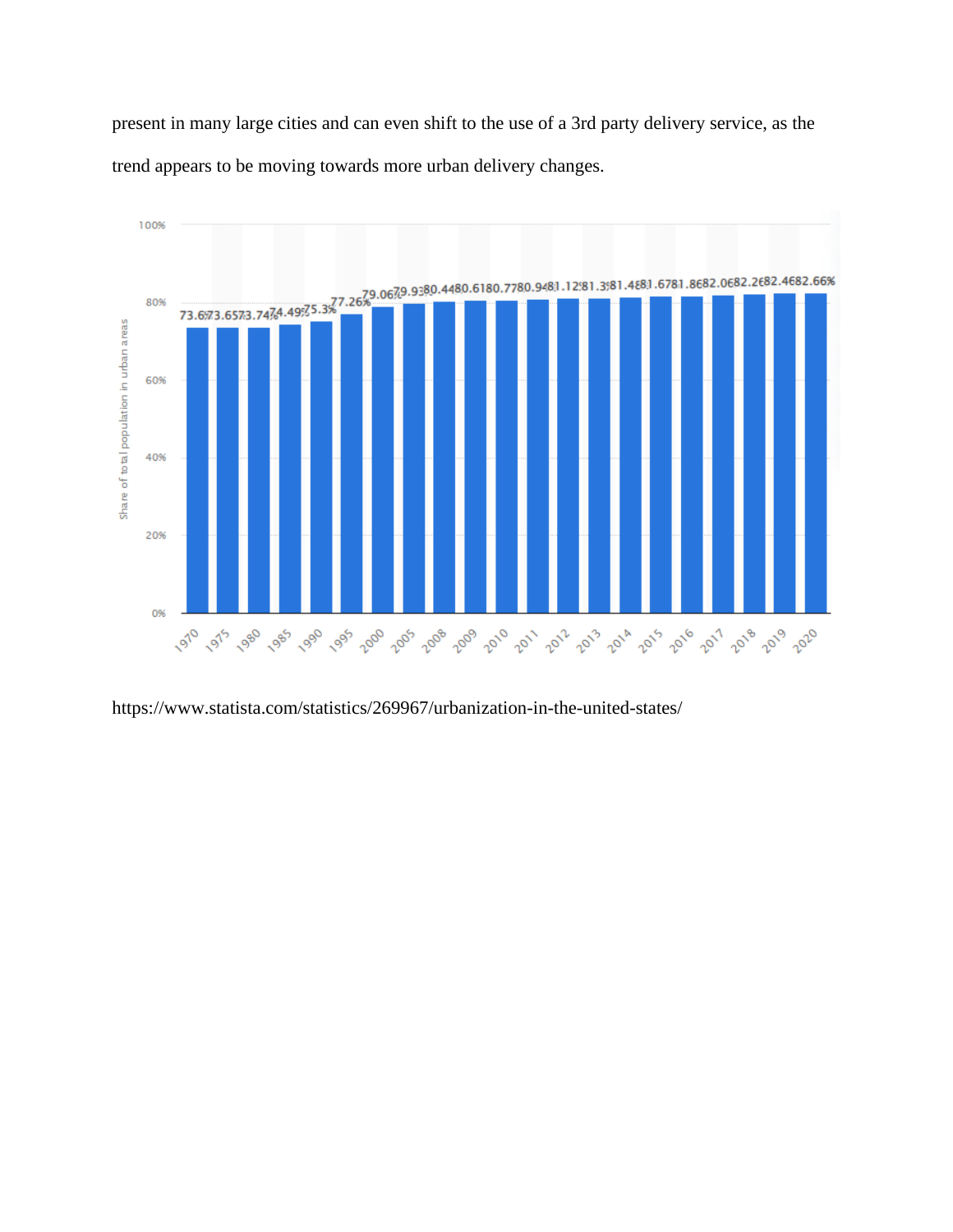present in many large cities and can even shift to the use of a 3rd party delivery service, as the trend appears to be moving towards more urban delivery changes.

https://www.statista.com/statistics/269967/urbanization-in-the-united-states/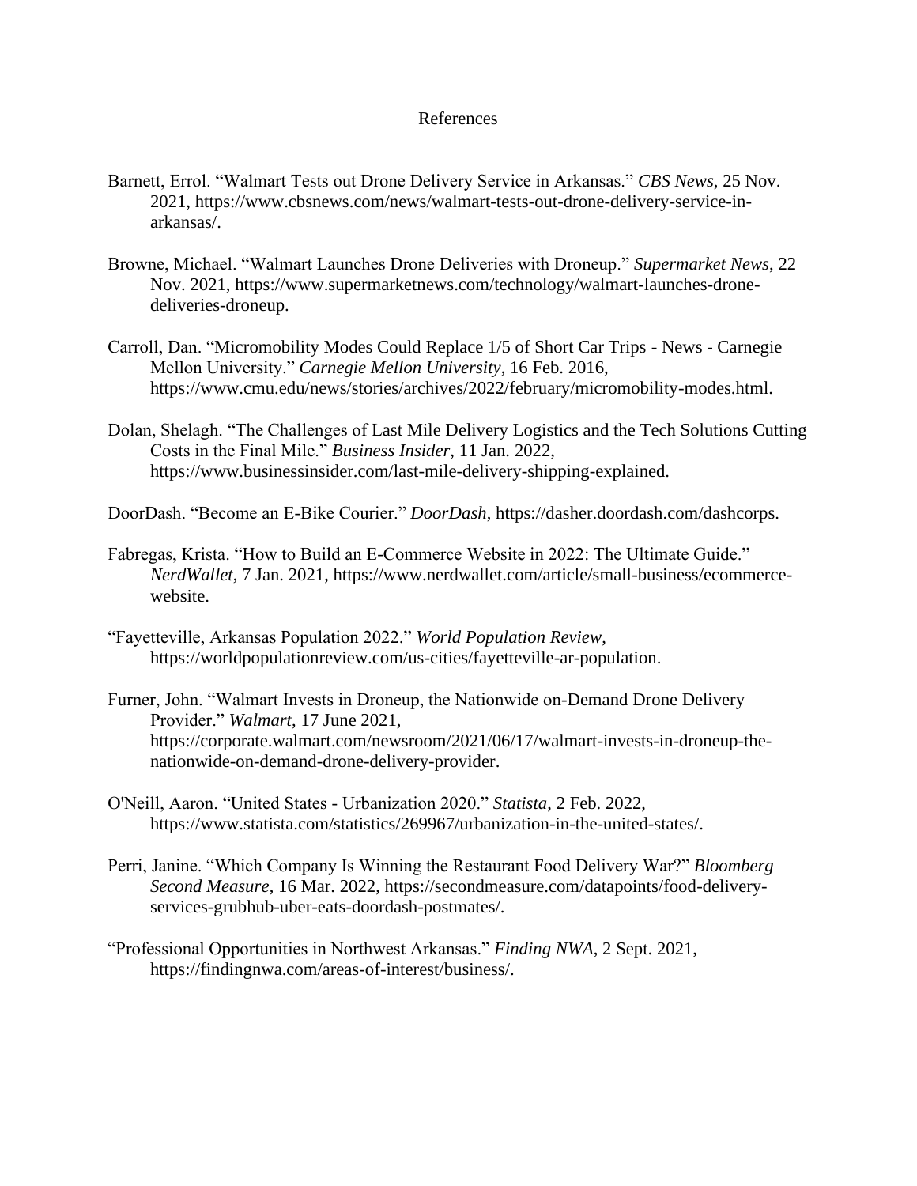# References

Barnett, Errol. "Walmart Tests out Drone Delivery Service in Arkansas." *CBS News*, 25 Nov. 2021, https://www.cbsnews.com/news/walmart-tests-out-drone-delivery-service-in-arkansas/.

Browne, Michael. "Walmart Launches Drone Deliveries with Droneup." *Supermarket News*, 22 Nov. 2021, https://www.supermarketnews.com/technology/walmart-launches-drone-deliveries-droneup.

Carroll, Dan. "Micromobility Modes Could Replace 1/5 of Short Car Trips - News - Carnegie Mellon University." *Carnegie Mellon University*, 16 Feb. 2016, https://www.cmu.edu/news/stories/archives/2022/february/micromobility-modes.html.

Dolan, Shelagh. "The Challenges of Last Mile Delivery Logistics and the Tech Solutions Cutting Costs in the Final Mile." *Business Insider*, 11 Jan. 2022, https://www.businessinsider.com/last-mile-delivery-shipping-explained.

DoorDash. "Become an E-Bike Courier." *DoorDash*, https://dasher.doordash.com/dashcorps.

Fabregas, Krista. "How to Build an E-Commerce Website in 2022: The Ultimate Guide." *NerdWallet*, 7 Jan. 2021, https://www.nerdwallet.com/article/small-business/ecommerce-website.

"Fayetteville, Arkansas Population 2022." *World Population Review*, https://worldpopulationreview.com/us-cities/fayetteville-ar-population.

Furner, John. "Walmart Invests in Droneup, the Nationwide on-Demand Drone Delivery Provider." *Walmart*, 17 June 2021, https://corporate.walmart.com/newsroom/2021/06/17/walmart-invests-in-droneup-the-nationwide-on-demand-drone-delivery-provider.

O'Neill, Aaron. "United States - Urbanization 2020." *Statista*, 2 Feb. 2022, https://www.statista.com/statistics/269967/urbanization-in-the-united-states/.

Perri, Janine. "Which Company Is Winning the Restaurant Food Delivery War?" *Bloomberg Second Measure*, 16 Mar. 2022, https://secondmeasure.com/datapoints/food-delivery-services-grubhub-uber-eats-doordash-postmates/.

"Professional Opportunities in Northwest Arkansas." *Finding NWA*, 2 Sept. 2021, https://findingnwa.com/areas-of-interest/business/.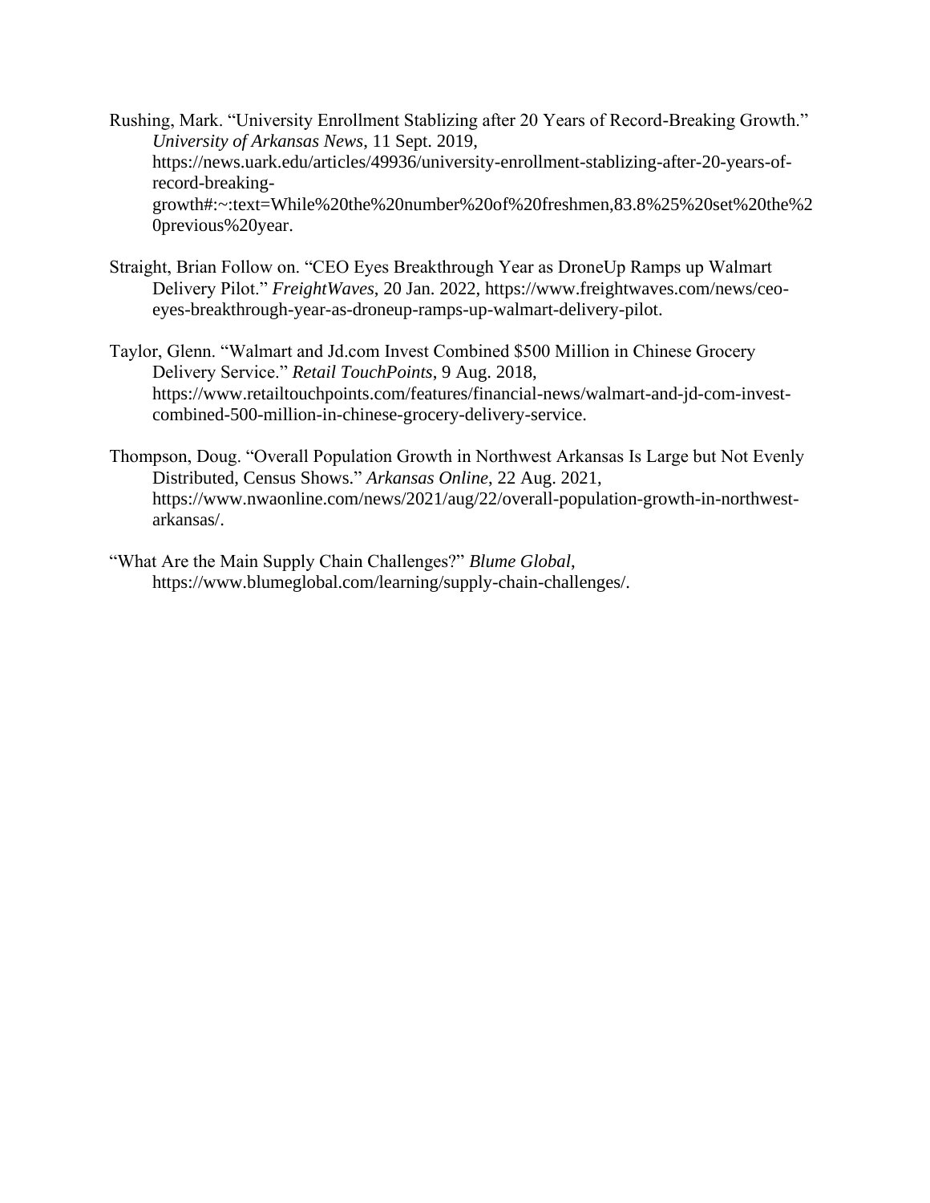Rushing, Mark. "University Enrollment Stablizing after 20 Years of Record-Breaking Growth." *University of Arkansas News*, 11 Sept. 2019, https://news.uark.edu/articles/49936/university-enrollment-stablizing-after-20-years-of-record-breaking-growth#:~:text=While%20the%20number%20of%20freshmen,83.8%25%20set%20the%20previous%20year.

Straight, Brian Follow on. "CEO Eyes Breakthrough Year as DroneUp Ramps up Walmart Delivery Pilot." *FreightWaves*, 20 Jan. 2022, https://www.freightwaves.com/news/ceo-eyes-breakthrough-year-as-droneup-ramps-up-walmart-delivery-pilot.

Taylor, Glenn. "Walmart and Jd.com Invest Combined $500 Million in Chinese Grocery Delivery Service." *Retail TouchPoints*, 9 Aug. 2018, https://www.retailtouchpoints.com/features/financial-news/walmart-and-jd-com-invest-combined-500-million-in-chinese-grocery-delivery-service.

Thompson, Doug. "Overall Population Growth in Northwest Arkansas Is Large but Not Evenly Distributed, Census Shows." *Arkansas Online*, 22 Aug. 2021, https://www.nwaonline.com/news/2021/aug/22/overall-population-growth-in-northwest-arkansas/.

"What Are the Main Supply Chain Challenges?" *Blume Global*, https://www.blumeglobal.com/learning/supply-chain-challenges/.